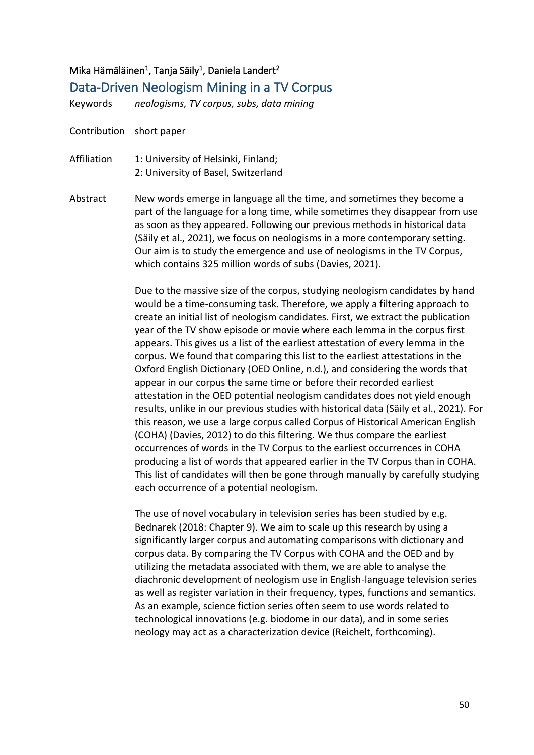Mika Hämäläinen[1], Tanja Säily[1], Daniela Landert[2]

## Data-Driven Neologism Mining in a TV Corpus

Keywords *neologisms, TV corpus, subs, data mining*

Contribution short paper

Affiliation 1: University of Helsinki, Finland;
2: University of Basel, Switzerland

Abstract New words emerge in language all the time, and sometimes they become a part of the language for a long time, while sometimes they disappear from use as soon as they appeared. Following our previous methods in historical data (Säily et al., 2021), we focus on neologisms in a more contemporary setting. Our aim is to study the emergence and use of neologisms in the TV Corpus, which contains 325 million words of subs (Davies, 2021).

Due to the massive size of the corpus, studying neologism candidates by hand would be a time-consuming task. Therefore, we apply a filtering approach to create an initial list of neologism candidates. First, we extract the publication year of the TV show episode or movie where each lemma in the corpus first appears. This gives us a list of the earliest attestation of every lemma in the corpus. We found that comparing this list to the earliest attestations in the Oxford English Dictionary (OED Online, n.d.), and considering the words that appear in our corpus the same time or before their recorded earliest attestation in the OED potential neologism candidates does not yield enough results, unlike in our previous studies with historical data (Säily et al., 2021). For this reason, we use a large corpus called Corpus of Historical American English (COHA) (Davies, 2012) to do this filtering. We thus compare the earliest occurrences of words in the TV Corpus to the earliest occurrences in COHA producing a list of words that appeared earlier in the TV Corpus than in COHA. This list of candidates will then be gone through manually by carefully studying each occurrence of a potential neologism.

The use of novel vocabulary in television series has been studied by e.g. Bednarek (2018: Chapter 9). We aim to scale up this research by using a significantly larger corpus and automating comparisons with dictionary and corpus data. By comparing the TV Corpus with COHA and the OED and by utilizing the metadata associated with them, we are able to analyse the diachronic development of neologism use in English-language television series as well as register variation in their frequency, types, functions and semantics. As an example, science fiction series often seem to use words related to technological innovations (e.g. biodome in our data), and in some series neology may act as a characterization device (Reichelt, forthcoming).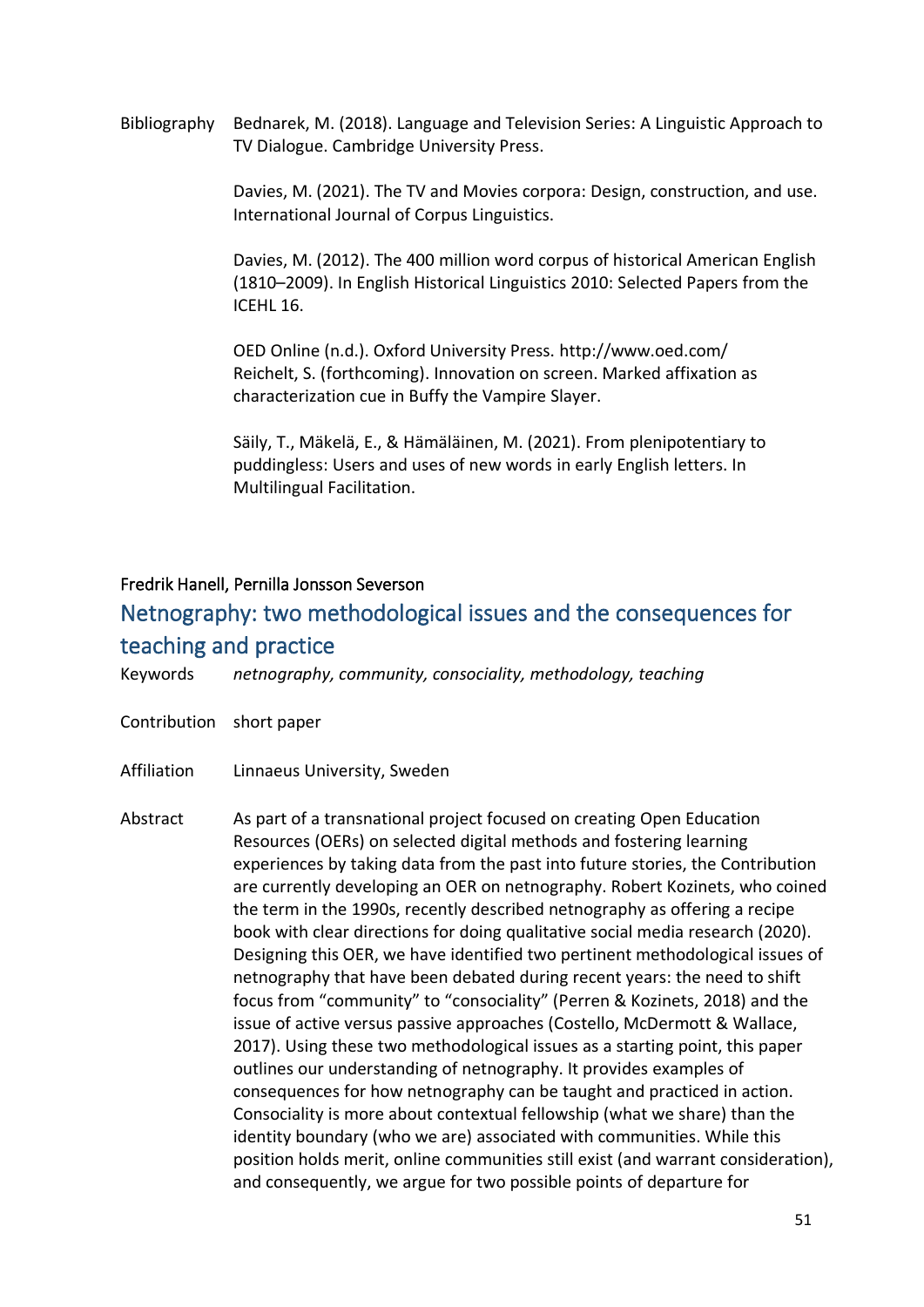Bibliography Bednarek, M. (2018). Language and Television Series: A Linguistic Approach to TV Dialogue. Cambridge University Press.

Davies, M. (2021). The TV and Movies corpora: Design, construction, and use. International Journal of Corpus Linguistics.

Davies, M. (2012). The 400 million word corpus of historical American English (1810–2009). In English Historical Linguistics 2010: Selected Papers from the ICEHL 16.

OED Online (n.d.). Oxford University Press. http://www.oed.com/
Reichelt, S. (forthcoming). Innovation on screen. Marked affixation as characterization cue in Buffy the Vampire Slayer.

Säily, T., Mäkelä, E., & Hämäläinen, M. (2021). From plenipotentiary to puddingless: Users and uses of new words in early English letters. In Multilingual Facilitation.

Fredrik Hanell, Pernilla Jonsson Severson

## Netnography: two methodological issues and the consequences for teaching and practice

Keywords *netnography, community, consociality, methodology, teaching*

Contribution short paper

Affiliation Linnaeus University, Sweden

Abstract As part of a transnational project focused on creating Open Education Resources (OERs) on selected digital methods and fostering learning experiences by taking data from the past into future stories, the Contribution are currently developing an OER on netnography. Robert Kozinets, who coined the term in the 1990s, recently described netnography as offering a recipe book with clear directions for doing qualitative social media research (2020). Designing this OER, we have identified two pertinent methodological issues of netnography that have been debated during recent years: the need to shift focus from "community" to "consociality" (Perren & Kozinets, 2018) and the issue of active versus passive approaches (Costello, McDermott & Wallace, 2017). Using these two methodological issues as a starting point, this paper outlines our understanding of netnography. It provides examples of consequences for how netnography can be taught and practiced in action. Consociality is more about contextual fellowship (what we share) than the identity boundary (who we are) associated with communities. While this position holds merit, online communities still exist (and warrant consideration), and consequently, we argue for two possible points of departure for